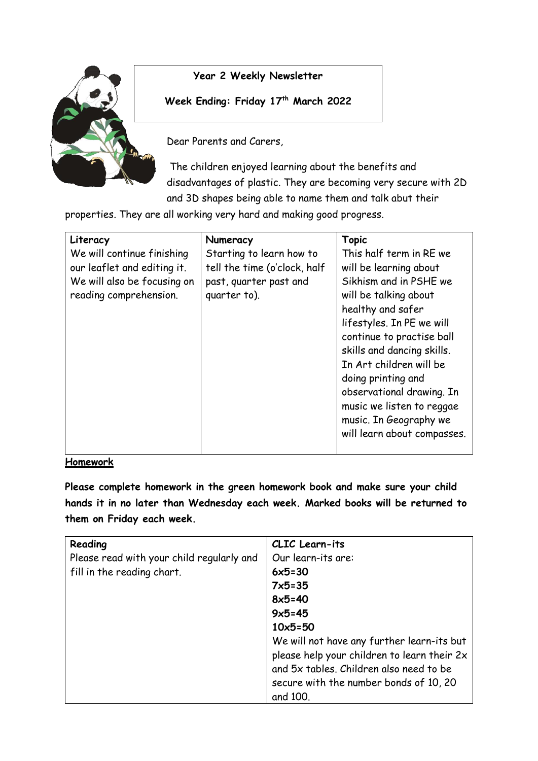**Year 2 Weekly Newsletter**

**Week Ending: Friday 17th March 2022**

Dear Parents and Carers,

The children enjoyed learning about the benefits and disadvantages of plastic. They are becoming very secure with 2D and 3D shapes being able to name them and talk abut their properties. They are all working very hard and making good progress.

| Literacy | Numeracy | Topic |
|---|---|---|
| We will continue finishing our leaflet and editing it. We will also be focusing on reading comprehension. | Starting to learn how to tell the time (o'clock, half past, quarter past and quarter to). | This half term in RE we will be learning about Sikhism and in PSHE we will be talking about healthy and safer lifestyles. In PE we will continue to practise ball skills and dancing skills. In Art children will be doing printing and observational drawing. In music we listen to reggae music. In Geography we will learn about compasses. |

**Homework**

**Please complete homework in the green homework book and make sure your child hands it in no later than Wednesday each week. Marked books will be returned to them on Friday each week.**

| Reading | CLIC Learn-its |
|---|---|
| Please read with your child regularly and fill in the reading chart. | Our learn-its are:<br>**6x5=30**<br>**7x5=35**<br>**8x5=40**<br>**9x5=45**<br>**10x5=50**<br>We will not have any further learn-its but please help your children to learn their 2x and 5x tables. Children also need to be secure with the number bonds of 10, 20 and 100. |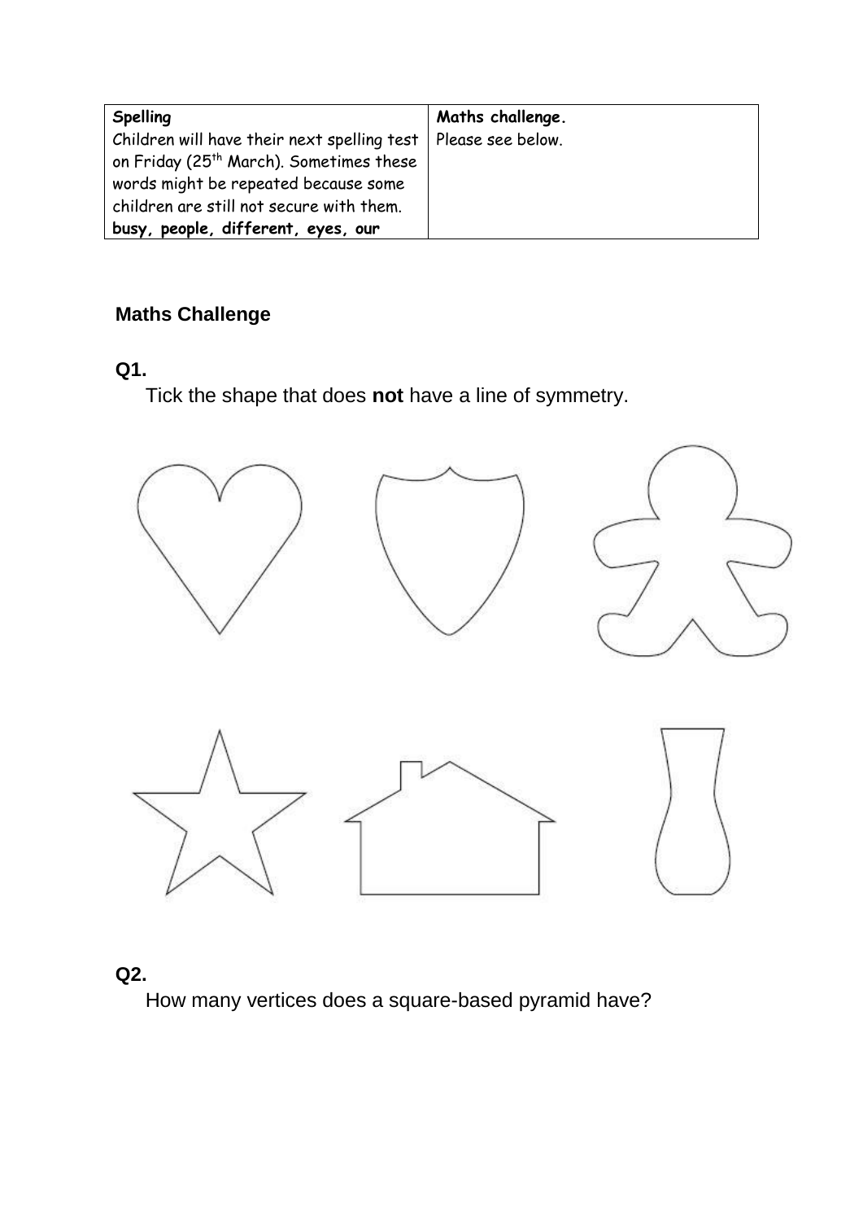| **Spelling** | **Maths challenge.** |
| --- | --- |
| Children will have their next spelling test on Friday (25th March). Sometimes these words might be repeated because some children are still not secure with them. **busy, people, different, eyes, our** | Please see below. |

**Maths Challenge**

**Q1.**

Tick the shape that does **not** have a line of symmetry.

**Q2.**

How many vertices does a square-based pyramid have?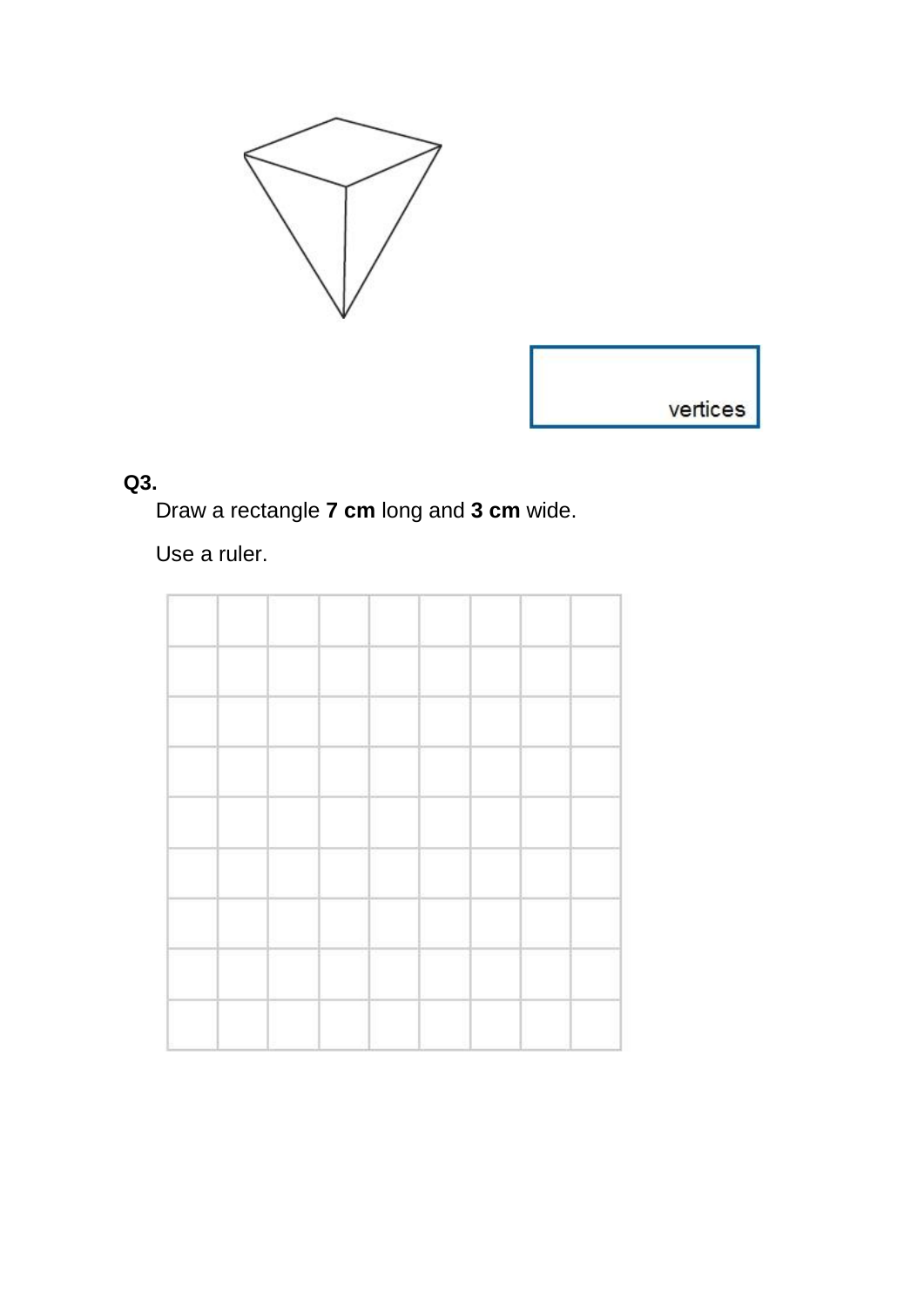vertices

**Q3.**

Draw a rectangle **7 cm** long and **3 cm** wide.

Use a ruler.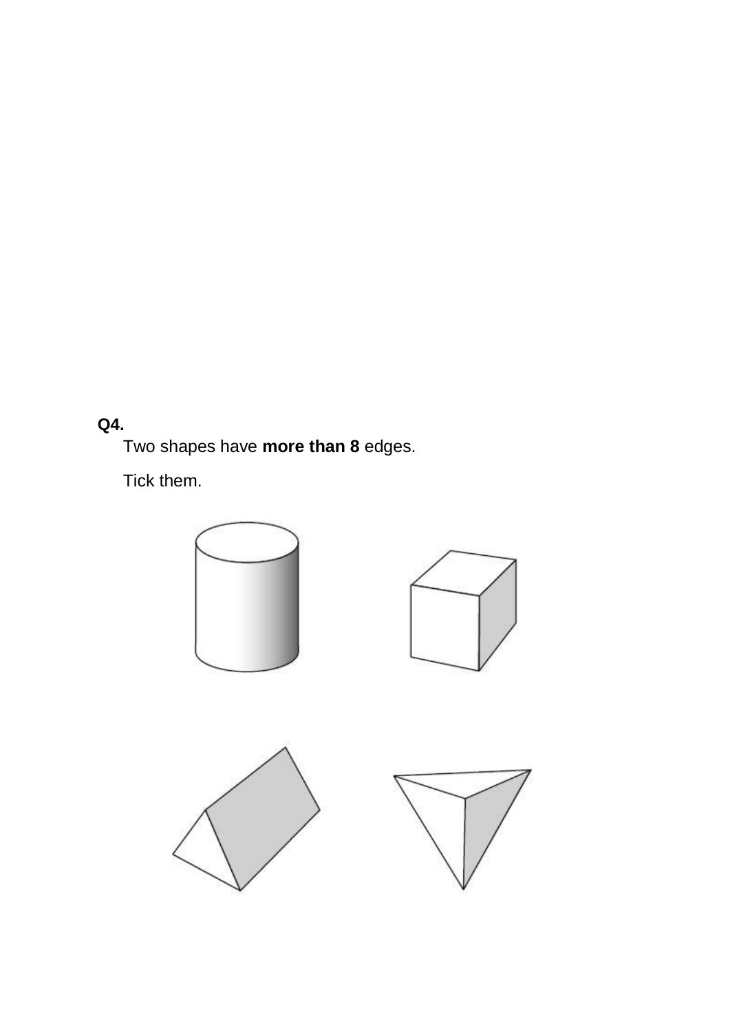**Q4.**

Two shapes have **more than 8** edges.

Tick them.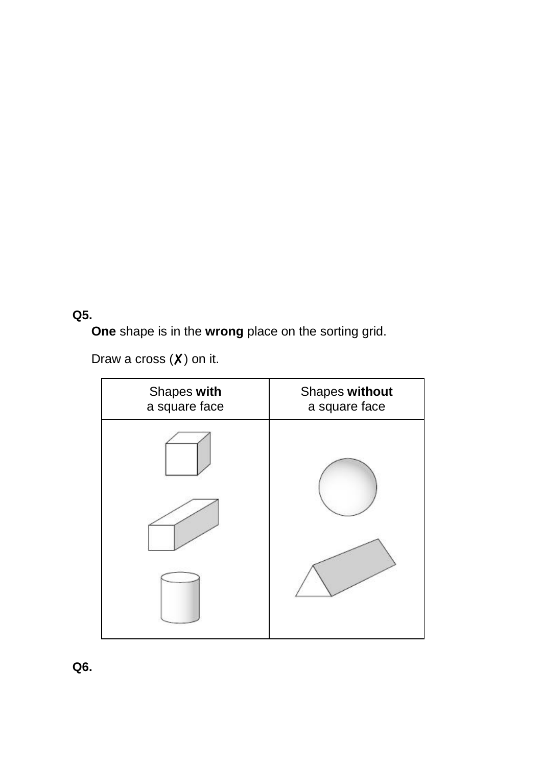**Q5.**

**One** shape is in the **wrong** place on the sorting grid.

Draw a cross (✗) on it.

| Shapes **with** a square face | Shapes **without** a square face |
| --- | --- |
| | |

**Q6.**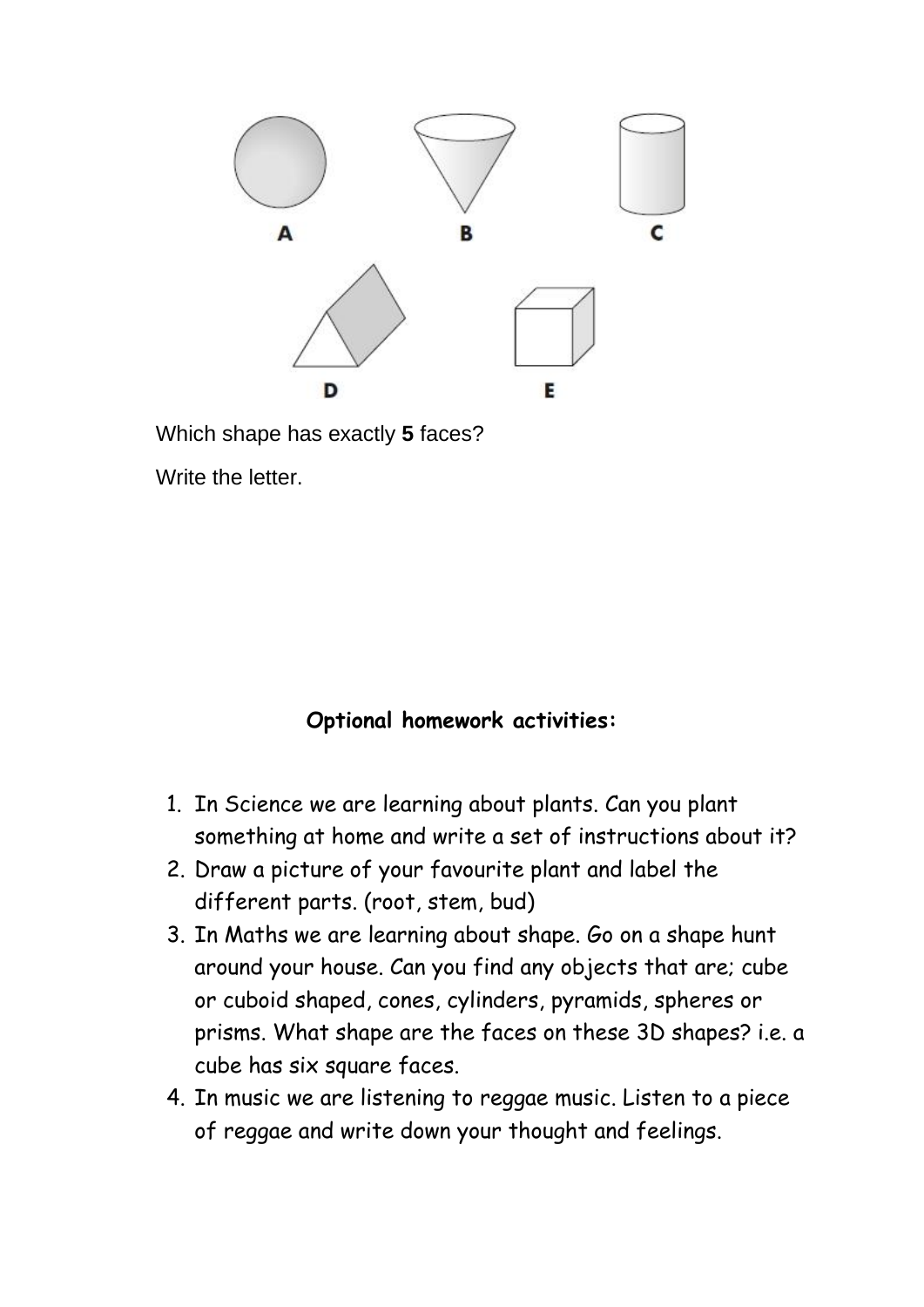A

B

C

D

E

Which shape has exactly **5** faces?

Write the letter.

**Optional homework activities:**

1. In Science we are learning about plants. Can you plant something at home and write a set of instructions about it?
2. Draw a picture of your favourite plant and label the different parts. (root, stem, bud)
3. In Maths we are learning about shape. Go on a shape hunt around your house. Can you find any objects that are; cube or cuboid shaped, cones, cylinders, pyramids, spheres or prisms. What shape are the faces on these 3D shapes? i.e. a cube has six square faces.
4. In music we are listening to reggae music. Listen to a piece of reggae and write down your thought and feelings.